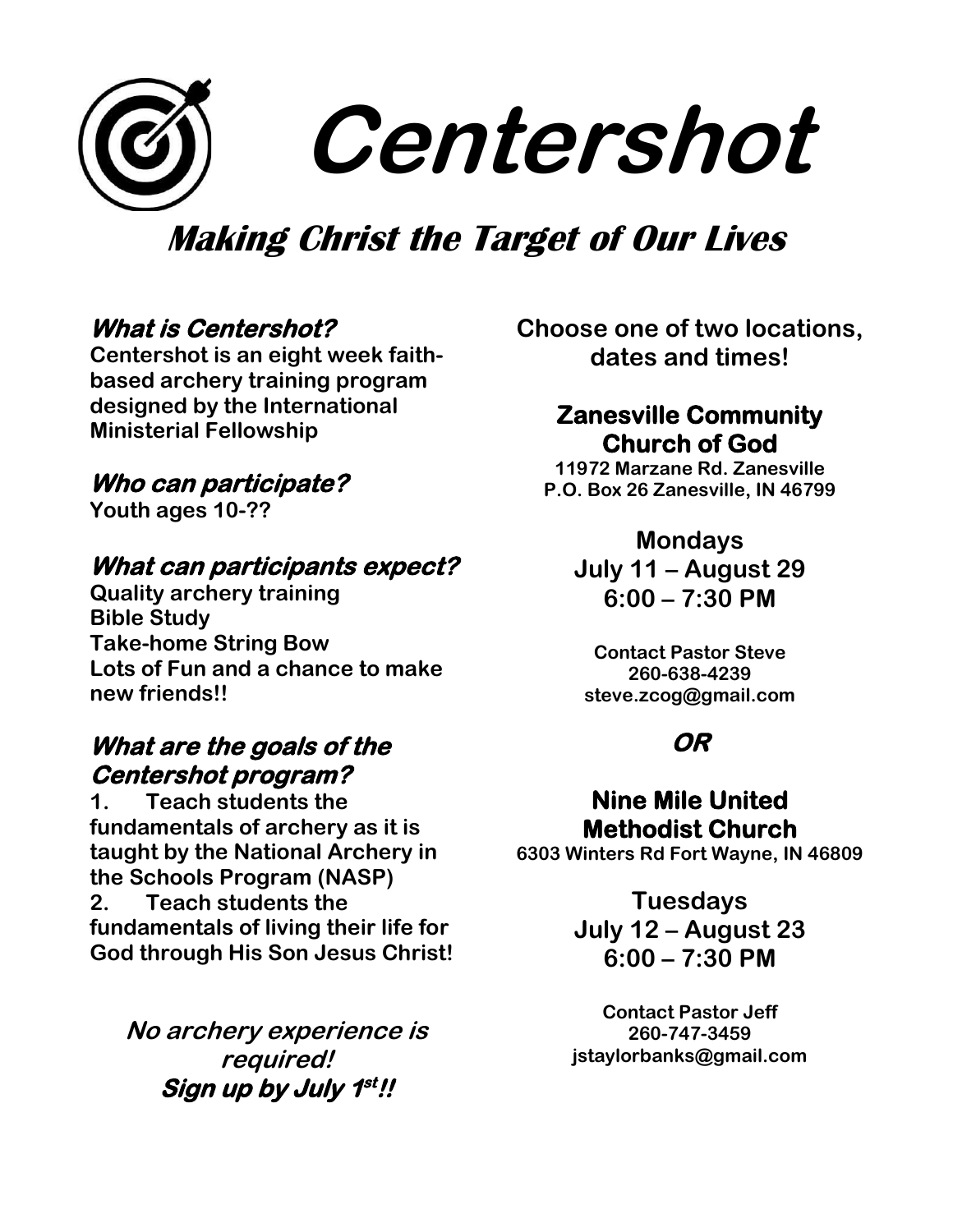# Centershot

## *Making Christ the Target of Our Lives*

### *What is Centershot?*

**Centershot is an eight week faith-based archery training program designed by the International Ministerial Fellowship**

### *Who can participate?*

**Youth ages 10-??**

### *What can participants expect?*

**Quality archery training**
**Bible Study**
**Take-home String Bow**
**Lots of Fun and a chance to make new friends!!**

### *What are the goals of the Centershot program?*

**1. Teach students the fundamentals of archery as it is taught by the National Archery in the Schools Program (NASP)**
**2. Teach students the fundamentals of living their life for God through His Son Jesus Christ!**

***No archery experience is required!***
***Sign up by July 1st!!***

**Choose one of two locations, dates and times!**

### Zanesville Community Church of God

**11972 Marzane Rd. Zanesville**
**P.O. Box 26 Zanesville, IN 46799**

**Mondays**
**July 11 – August 29**
**6:00 – 7:30 PM**

**Contact Pastor Steve**
**260-638-4239**
**steve.zcog@gmail.com**

***OR***

### Nine Mile United Methodist Church

**6303 Winters Rd Fort Wayne, IN 46809**

**Tuesdays**
**July 12 – August 23**
**6:00 – 7:30 PM**

**Contact Pastor Jeff**
**260-747-3459**
**jstaylorbanks@gmail.com**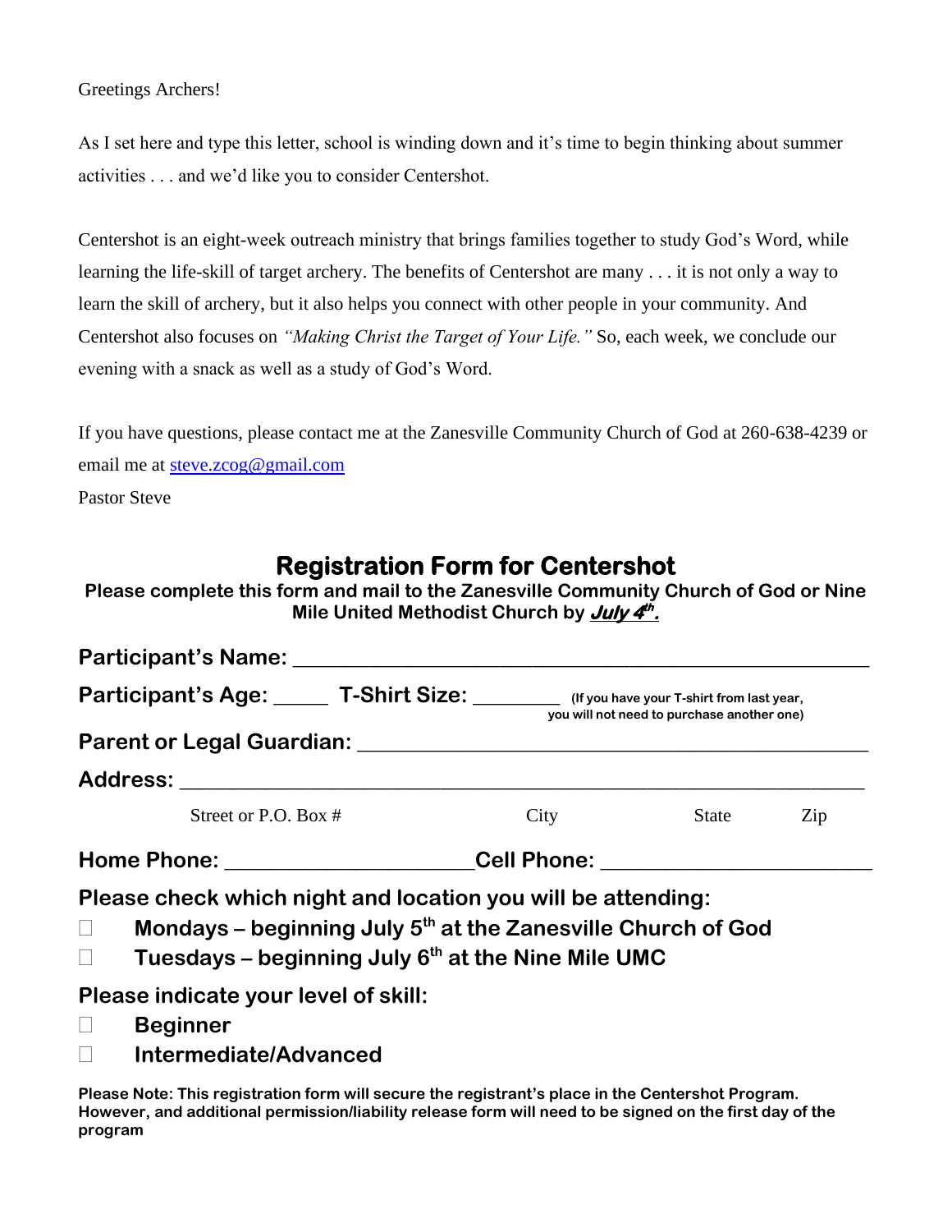Greetings Archers!

As I set here and type this letter, school is winding down and it's time to begin thinking about summer activities . . . and we'd like you to consider Centershot.

Centershot is an eight-week outreach ministry that brings families together to study God's Word, while learning the life-skill of target archery. The benefits of Centershot are many . . . it is not only a way to learn the skill of archery, but it also helps you connect with other people in your community. And Centershot also focuses on *"Making Christ the Target of Your Life."* So, each week, we conclude our evening with a snack as well as a study of God's Word.

If you have questions, please contact me at the Zanesville Community Church of God at 260-638-4239 or email me at steve.zcog@gmail.com

Pastor Steve

# Registration Form for Centershot

**Please complete this form and mail to the Zanesville Community Church of God or Nine Mile United Methodist Church by *July 4th.***

**Participant's Name:** ____________________________________________

**Participant's Age:** _____ **T-Shirt Size:** ________ (If you have your T-shirt from last year, you will not need to purchase another one)

**Parent or Legal Guardian:** ____________________________________________

**Address:** ____________________________________________

Street or P.O. Box # City State Zip

**Home Phone:** ____________________ **Cell Phone:** ____________________

**Please check which night and location you will be attending:**

- ☐ **Mondays – beginning July 5th at the Zanesville Church of God**
- ☐ **Tuesdays – beginning July 6th at the Nine Mile UMC**

**Please indicate your level of skill:**

- ☐ **Beginner**
- ☐ **Intermediate/Advanced**

**Please Note: This registration form will secure the registrant's place in the Centershot Program. However, and additional permission/liability release form will need to be signed on the first day of the program**